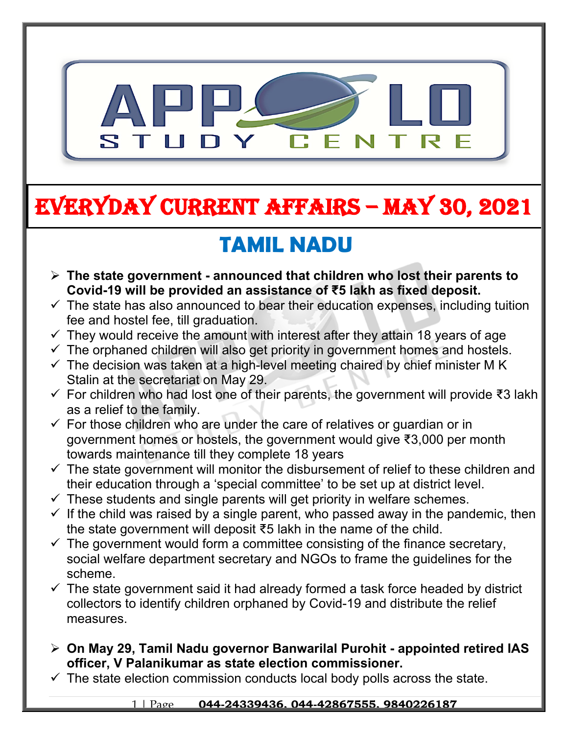# EVERYDAY CURRENT AFFAIRS – MAY 30, 2021

## TAMIL NADU

- **The state government - announced that children who lost their parents to Covid-19 will be provided an assistance of ₹5 lakh as fixed deposit.**
  - ✓ The state has also announced to bear their education expenses, including tuition fee and hostel fee, till graduation.
  - ✓ They would receive the amount with interest after they attain 18 years of age
  - ✓ The orphaned children will also get priority in government homes and hostels.
  - ✓ The decision was taken at a high-level meeting chaired by chief minister M K Stalin at the secretariat on May 29.
  - ✓ For children who had lost one of their parents, the government will provide ₹3 lakh as a relief to the family.
  - ✓ For those children who are under the care of relatives or guardian or in government homes or hostels, the government would give ₹3,000 per month towards maintenance till they complete 18 years
  - ✓ The state government will monitor the disbursement of relief to these children and their education through a 'special committee' to be set up at district level.
  - ✓ These students and single parents will get priority in welfare schemes.
  - ✓ If the child was raised by a single parent, who passed away in the pandemic, then the state government will deposit ₹5 lakh in the name of the child.
  - ✓ The government would form a committee consisting of the finance secretary, social welfare department secretary and NGOs to frame the guidelines for the scheme.
  - ✓ The state government said it had already formed a task force headed by district collectors to identify children orphaned by Covid-19 and distribute the relief measures.

- **On May 29, Tamil Nadu governor Banwarilal Purohit - appointed retired IAS officer, V Palanikumar as state election commissioner.**
  - ✓ The state election commission conducts local body polls across the state.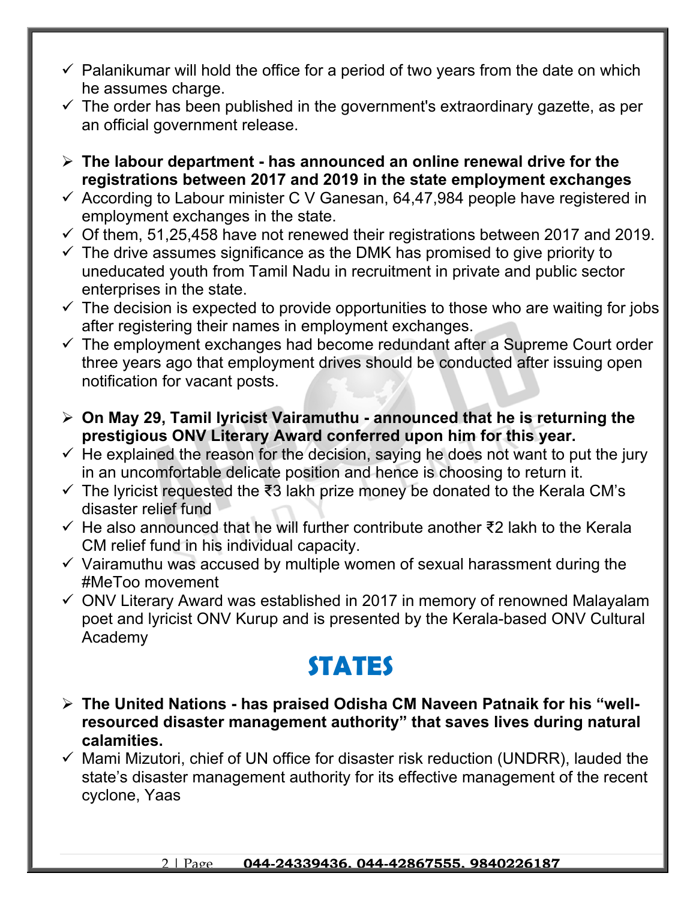- ✓ Palanikumar will hold the office for a period of two years from the date on which he assumes charge.
- ✓ The order has been published in the government's extraordinary gazette, as per an official government release.

- ➢ **The labour department - has announced an online renewal drive for the registrations between 2017 and 2019 in the state employment exchanges**
- ✓ According to Labour minister C V Ganesan, 64,47,984 people have registered in employment exchanges in the state.
- ✓ Of them, 51,25,458 have not renewed their registrations between 2017 and 2019.
- ✓ The drive assumes significance as the DMK has promised to give priority to uneducated youth from Tamil Nadu in recruitment in private and public sector enterprises in the state.
- ✓ The decision is expected to provide opportunities to those who are waiting for jobs after registering their names in employment exchanges.
- ✓ The employment exchanges had become redundant after a Supreme Court order three years ago that employment drives should be conducted after issuing open notification for vacant posts.

- ➢ **On May 29, Tamil lyricist Vairamuthu - announced that he is returning the prestigious ONV Literary Award conferred upon him for this year.**
- ✓ He explained the reason for the decision, saying he does not want to put the jury in an uncomfortable delicate position and hence is choosing to return it.
- ✓ The lyricist requested the ₹3 lakh prize money be donated to the Kerala CM's disaster relief fund
- ✓ He also announced that he will further contribute another ₹2 lakh to the Kerala CM relief fund in his individual capacity.
- ✓ Vairamuthu was accused by multiple women of sexual harassment during the #MeToo movement
- ✓ ONV Literary Award was established in 2017 in memory of renowned Malayalam poet and lyricist ONV Kurup and is presented by the Kerala-based ONV Cultural Academy

# STATES

- ➢ **The United Nations - has praised Odisha CM Naveen Patnaik for his "well-resourced disaster management authority" that saves lives during natural calamities.**
- ✓ Mami Mizutori, chief of UN office for disaster risk reduction (UNDRR), lauded the state's disaster management authority for its effective management of the recent cyclone, Yaas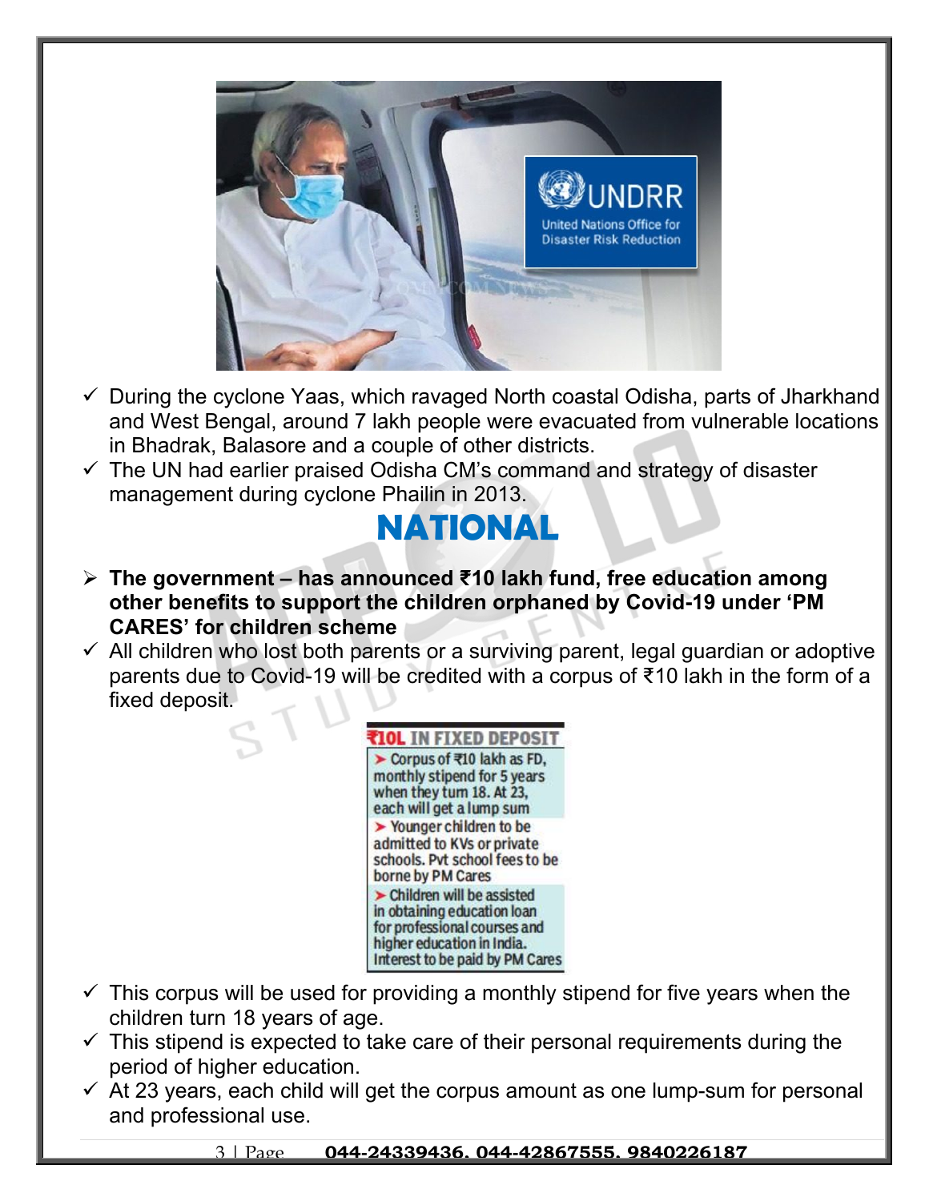- ✓ During the cyclone Yaas, which ravaged North coastal Odisha, parts of Jharkhand and West Bengal, around 7 lakh people were evacuated from vulnerable locations in Bhadrak, Balasore and a couple of other districts.
- ✓ The UN had earlier praised Odisha CM's command and strategy of disaster management during cyclone Phailin in 2013.

## NATIONAL

- **The government – has announced ₹10 lakh fund, free education among other benefits to support the children orphaned by Covid-19 under 'PM CARES' for children scheme**
- ✓ All children who lost both parents or a surviving parent, legal guardian or adoptive parents due to Covid-19 will be credited with a corpus of ₹10 lakh in the form of a fixed deposit.

**₹10L IN FIXED DEPOSIT**

- Corpus of ₹10 lakh as FD, monthly stipend for 5 years when they turn 18. At 23, each will get a lump sum
- Younger children to be admitted to KVs or private schools. Pvt school fees to be borne by PM Cares
- Children will be assisted in obtaining education loan for professional courses and higher education in India. Interest to be paid by PM Cares

- ✓ This corpus will be used for providing a monthly stipend for five years when the children turn 18 years of age.
- ✓ This stipend is expected to take care of their personal requirements during the period of higher education.
- ✓ At 23 years, each child will get the corpus amount as one lump-sum for personal and professional use.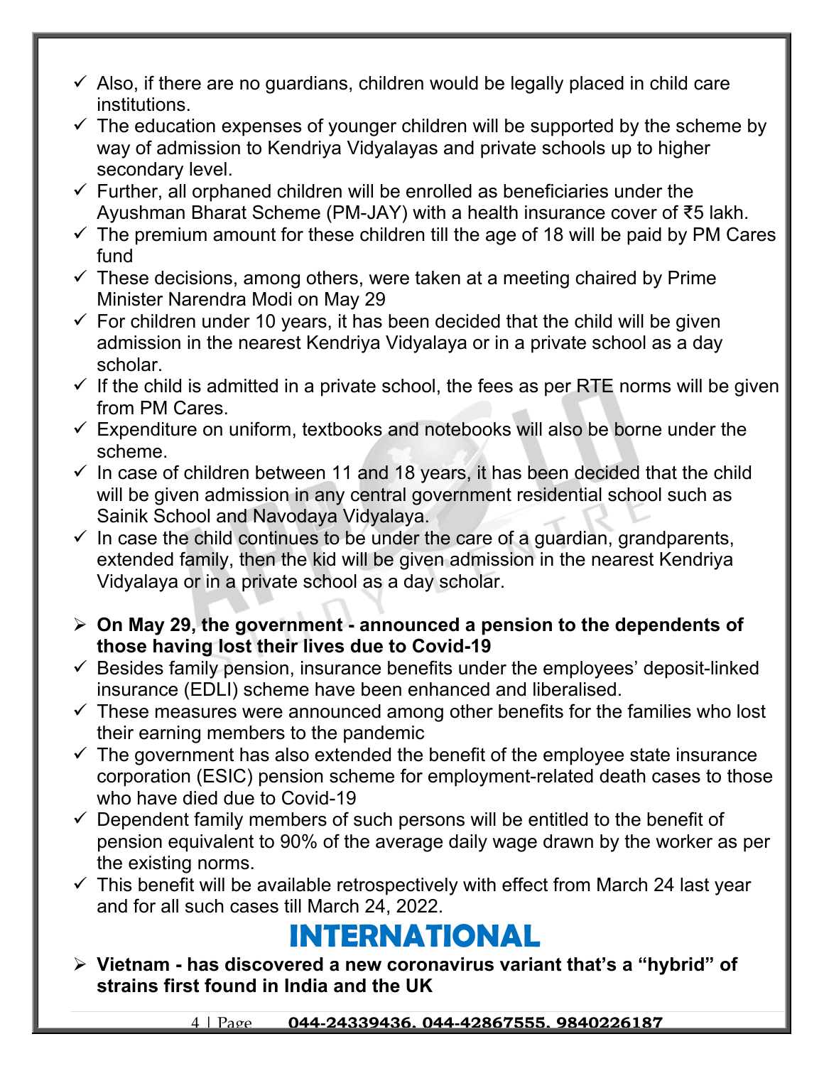- ✓ Also, if there are no guardians, children would be legally placed in child care institutions.
- ✓ The education expenses of younger children will be supported by the scheme by way of admission to Kendriya Vidyalayas and private schools up to higher secondary level.
- ✓ Further, all orphaned children will be enrolled as beneficiaries under the Ayushman Bharat Scheme (PM-JAY) with a health insurance cover of ₹5 lakh.
- ✓ The premium amount for these children till the age of 18 will be paid by PM Cares fund
- ✓ These decisions, among others, were taken at a meeting chaired by Prime Minister Narendra Modi on May 29
- ✓ For children under 10 years, it has been decided that the child will be given admission in the nearest Kendriya Vidyalaya or in a private school as a day scholar.
- ✓ If the child is admitted in a private school, the fees as per RTE norms will be given from PM Cares.
- ✓ Expenditure on uniform, textbooks and notebooks will also be borne under the scheme.
- ✓ In case of children between 11 and 18 years, it has been decided that the child will be given admission in any central government residential school such as Sainik School and Navodaya Vidyalaya.
- ✓ In case the child continues to be under the care of a guardian, grandparents, extended family, then the kid will be given admission in the nearest Kendriya Vidyalaya or in a private school as a day scholar.

- **On May 29, the government - announced a pension to the dependents of those having lost their lives due to Covid-19**
- ✓ Besides family pension, insurance benefits under the employees' deposit-linked insurance (EDLI) scheme have been enhanced and liberalised.
- ✓ These measures were announced among other benefits for the families who lost their earning members to the pandemic
- ✓ The government has also extended the benefit of the employee state insurance corporation (ESIC) pension scheme for employment-related death cases to those who have died due to Covid-19
- ✓ Dependent family members of such persons will be entitled to the benefit of pension equivalent to 90% of the average daily wage drawn by the worker as per the existing norms.
- ✓ This benefit will be available retrospectively with effect from March 24 last year and for all such cases till March 24, 2022.

# INTERNATIONAL

- **Vietnam - has discovered a new coronavirus variant that's a "hybrid" of strains first found in India and the UK**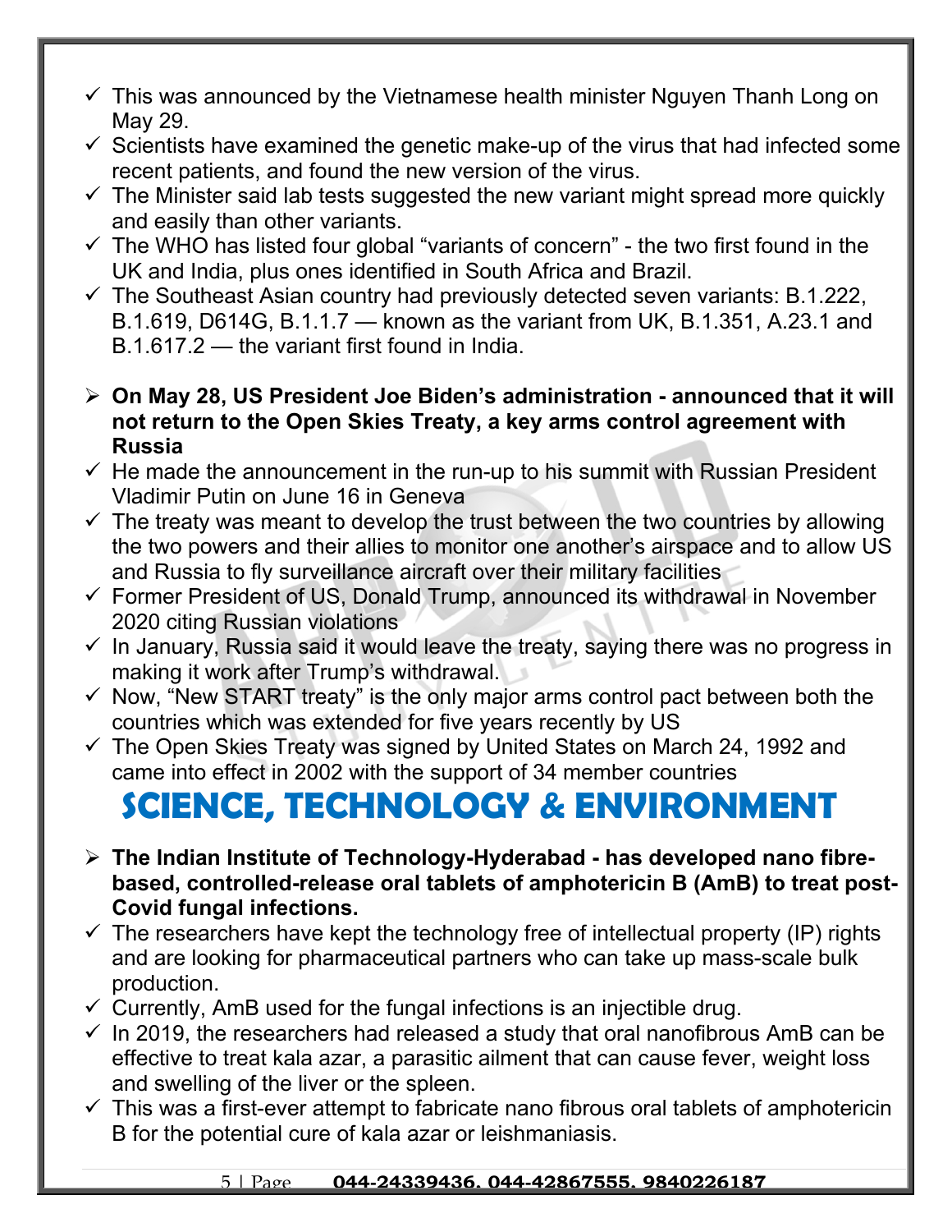- ✓ This was announced by the Vietnamese health minister Nguyen Thanh Long on May 29.
- ✓ Scientists have examined the genetic make-up of the virus that had infected some recent patients, and found the new version of the virus.
- ✓ The Minister said lab tests suggested the new variant might spread more quickly and easily than other variants.
- ✓ The WHO has listed four global "variants of concern" - the two first found in the UK and India, plus ones identified in South Africa and Brazil.
- ✓ The Southeast Asian country had previously detected seven variants: B.1.222, B.1.619, D614G, B.1.1.7 — known as the variant from UK, B.1.351, A.23.1 and B.1.617.2 — the variant first found in India.

➢ **On May 28, US President Joe Biden's administration - announced that it will not return to the Open Skies Treaty, a key arms control agreement with Russia**

- ✓ He made the announcement in the run-up to his summit with Russian President Vladimir Putin on June 16 in Geneva
- ✓ The treaty was meant to develop the trust between the two countries by allowing the two powers and their allies to monitor one another's airspace and to allow US and Russia to fly surveillance aircraft over their military facilities
- ✓ Former President of US, Donald Trump, announced its withdrawal in November 2020 citing Russian violations
- ✓ In January, Russia said it would leave the treaty, saying there was no progress in making it work after Trump's withdrawal.
- ✓ Now, "New START treaty" is the only major arms control pact between both the countries which was extended for five years recently by US
- ✓ The Open Skies Treaty was signed by United States on March 24, 1992 and came into effect in 2002 with the support of 34 member countries

# SCIENCE, TECHNOLOGY & ENVIRONMENT

➢ **The Indian Institute of Technology-Hyderabad - has developed nano fibre-based, controlled-release oral tablets of amphotericin B (AmB) to treat post-Covid fungal infections.**

- ✓ The researchers have kept the technology free of intellectual property (IP) rights and are looking for pharmaceutical partners who can take up mass-scale bulk production.
- ✓ Currently, AmB used for the fungal infections is an injectible drug.
- ✓ In 2019, the researchers had released a study that oral nanofibrous AmB can be effective to treat kala azar, a parasitic ailment that can cause fever, weight loss and swelling of the liver or the spleen.
- ✓ This was a first-ever attempt to fabricate nano fibrous oral tablets of amphotericin B for the potential cure of kala azar or leishmaniasis.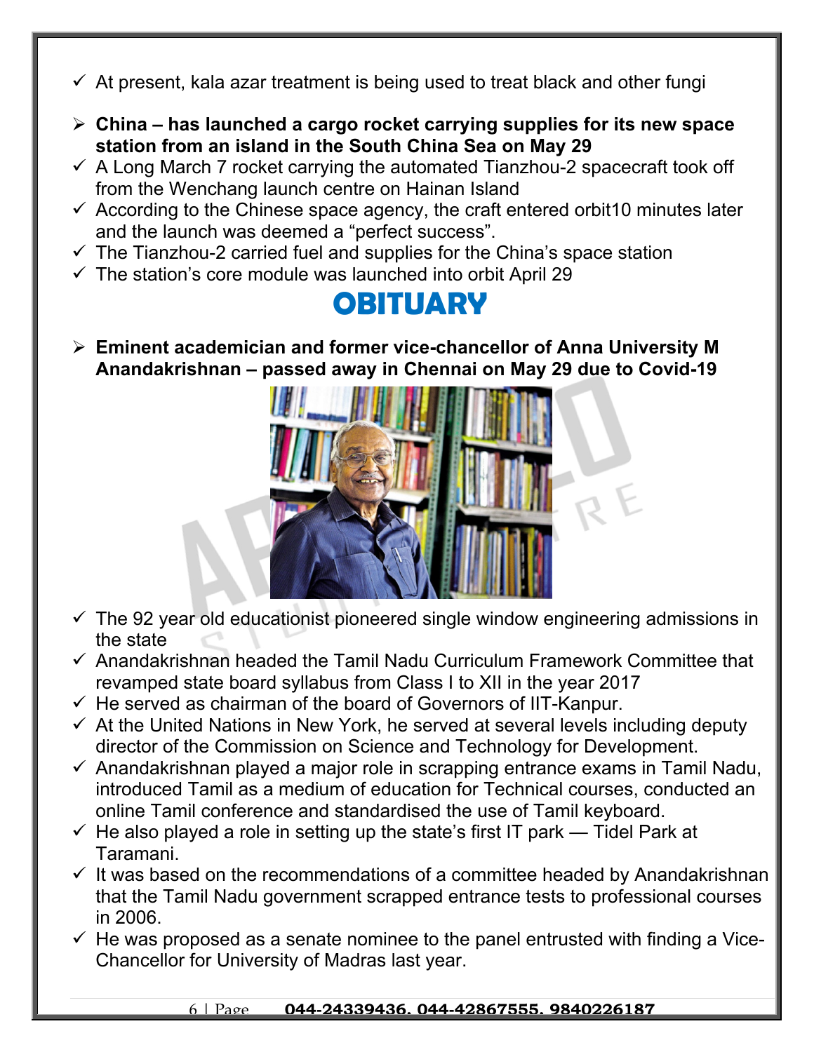- ✓ At present, kala azar treatment is being used to treat black and other fungi

- **China – has launched a cargo rocket carrying supplies for its new space station from an island in the South China Sea on May 29**
  - ✓ A Long March 7 rocket carrying the automated Tianzhou-2 spacecraft took off from the Wenchang launch centre on Hainan Island
  - ✓ According to the Chinese space agency, the craft entered orbit10 minutes later and the launch was deemed a "perfect success".
  - ✓ The Tianzhou-2 carried fuel and supplies for the China's space station
  - ✓ The station's core module was launched into orbit April 29

# OBITUARY

- **Eminent academician and former vice-chancellor of Anna University M Anandakrishnan – passed away in Chennai on May 29 due to Covid-19**
  - ✓ The 92 year old educationist pioneered single window engineering admissions in the state
  - ✓ Anandakrishnan headed the Tamil Nadu Curriculum Framework Committee that revamped state board syllabus from Class I to XII in the year 2017
  - ✓ He served as chairman of the board of Governors of IIT-Kanpur.
  - ✓ At the United Nations in New York, he served at several levels including deputy director of the Commission on Science and Technology for Development.
  - ✓ Anandakrishnan played a major role in scrapping entrance exams in Tamil Nadu, introduced Tamil as a medium of education for Technical courses, conducted an online Tamil conference and standardised the use of Tamil keyboard.
  - ✓ He also played a role in setting up the state's first IT park — Tidel Park at Taramani.
  - ✓ It was based on the recommendations of a committee headed by Anandakrishnan that the Tamil Nadu government scrapped entrance tests to professional courses in 2006.
  - ✓ He was proposed as a senate nominee to the panel entrusted with finding a Vice-Chancellor for University of Madras last year.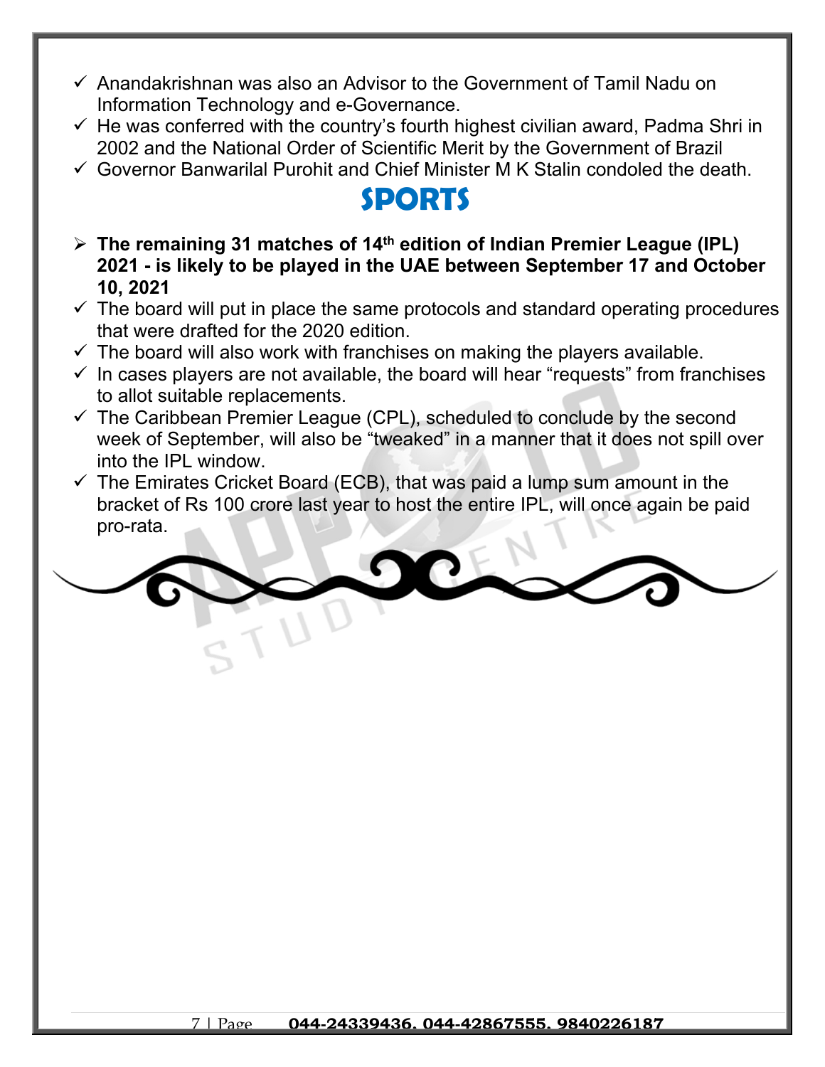- ✓ Anandakrishnan was also an Advisor to the Government of Tamil Nadu on Information Technology and e-Governance.
- ✓ He was conferred with the country's fourth highest civilian award, Padma Shri in 2002 and the National Order of Scientific Merit by the Government of Brazil
- ✓ Governor Banwarilal Purohit and Chief Minister M K Stalin condoled the death.

# SPORTS

- **The remaining 31 matches of 14th edition of Indian Premier League (IPL) 2021 - is likely to be played in the UAE between September 17 and October 10, 2021**
- ✓ The board will put in place the same protocols and standard operating procedures that were drafted for the 2020 edition.
- ✓ The board will also work with franchises on making the players available.
- ✓ In cases players are not available, the board will hear "requests" from franchises to allot suitable replacements.
- ✓ The Caribbean Premier League (CPL), scheduled to conclude by the second week of September, will also be "tweaked" in a manner that it does not spill over into the IPL window.
- ✓ The Emirates Cricket Board (ECB), that was paid a lump sum amount in the bracket of Rs 100 crore last year to host the entire IPL, will once again be paid pro-rata.